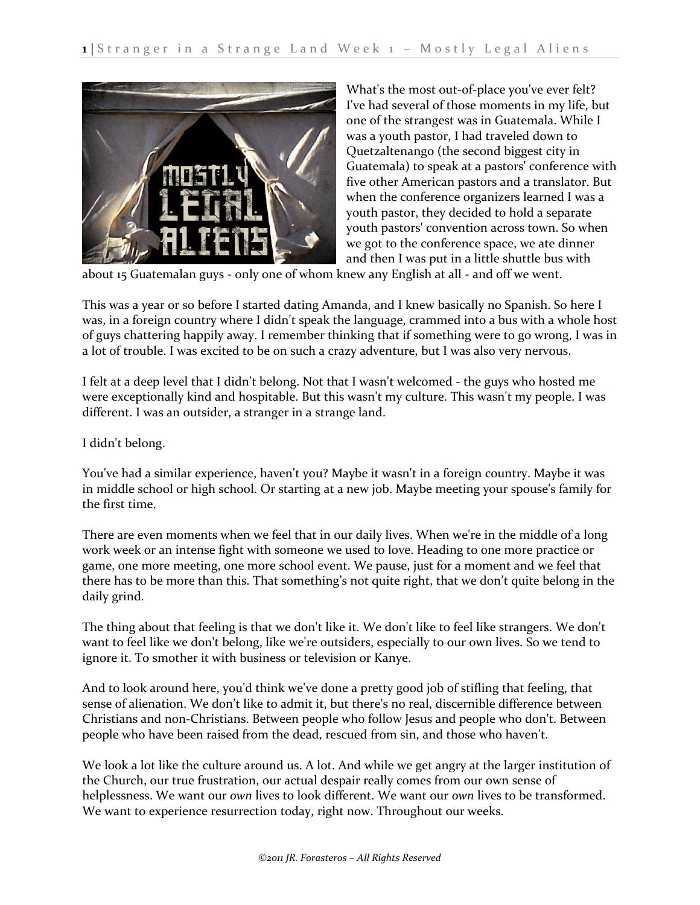What's the most out-of-place you've ever felt? I've had several of those moments in my life, but one of the strangest was in Guatemala. While I was a youth pastor, I had traveled down to Quetzaltenango (the second biggest city in Guatemala) to speak at a pastors' conference with five other American pastors and a translator. But when the conference organizers learned I was a youth pastor, they decided to hold a separate youth pastors' convention across town. So when we got to the conference space, we ate dinner and then I was put in a little shuttle bus with about 15 Guatemalan guys - only one of whom knew any English at all - and off we went.

This was a year or so before I started dating Amanda, and I knew basically no Spanish. So here I was, in a foreign country where I didn't speak the language, crammed into a bus with a whole host of guys chattering happily away. I remember thinking that if something were to go wrong, I was in a lot of trouble. I was excited to be on such a crazy adventure, but I was also very nervous.

I felt at a deep level that I didn't belong. Not that I wasn't welcomed - the guys who hosted me were exceptionally kind and hospitable. But this wasn't my culture. This wasn't my people. I was different. I was an outsider, a stranger in a strange land.

I didn't belong.

You've had a similar experience, haven't you? Maybe it wasn't in a foreign country. Maybe it was in middle school or high school. Or starting at a new job. Maybe meeting your spouse's family for the first time.

There are even moments when we feel that in our daily lives. When we're in the middle of a long work week or an intense fight with someone we used to love. Heading to one more practice or game, one more meeting, one more school event. We pause, just for a moment and we feel that there has to be more than this. That something's not quite right, that we don't quite belong in the daily grind.

The thing about that feeling is that we don't like it. We don't like to feel like strangers. We don't want to feel like we don't belong, like we're outsiders, especially to our own lives. So we tend to ignore it. To smother it with business or television or Kanye.

And to look around here, you'd think we've done a pretty good job of stifling that feeling, that sense of alienation. We don't like to admit it, but there's no real, discernible difference between Christians and non-Christians. Between people who follow Jesus and people who don't. Between people who have been raised from the dead, rescued from sin, and those who haven't.

We look a lot like the culture around us. A lot. And while we get angry at the larger institution of the Church, our true frustration, our actual despair really comes from our own sense of helplessness. We want our *own* lives to look different. We want our *own* lives to be transformed. We want to experience resurrection today, right now. Throughout our weeks.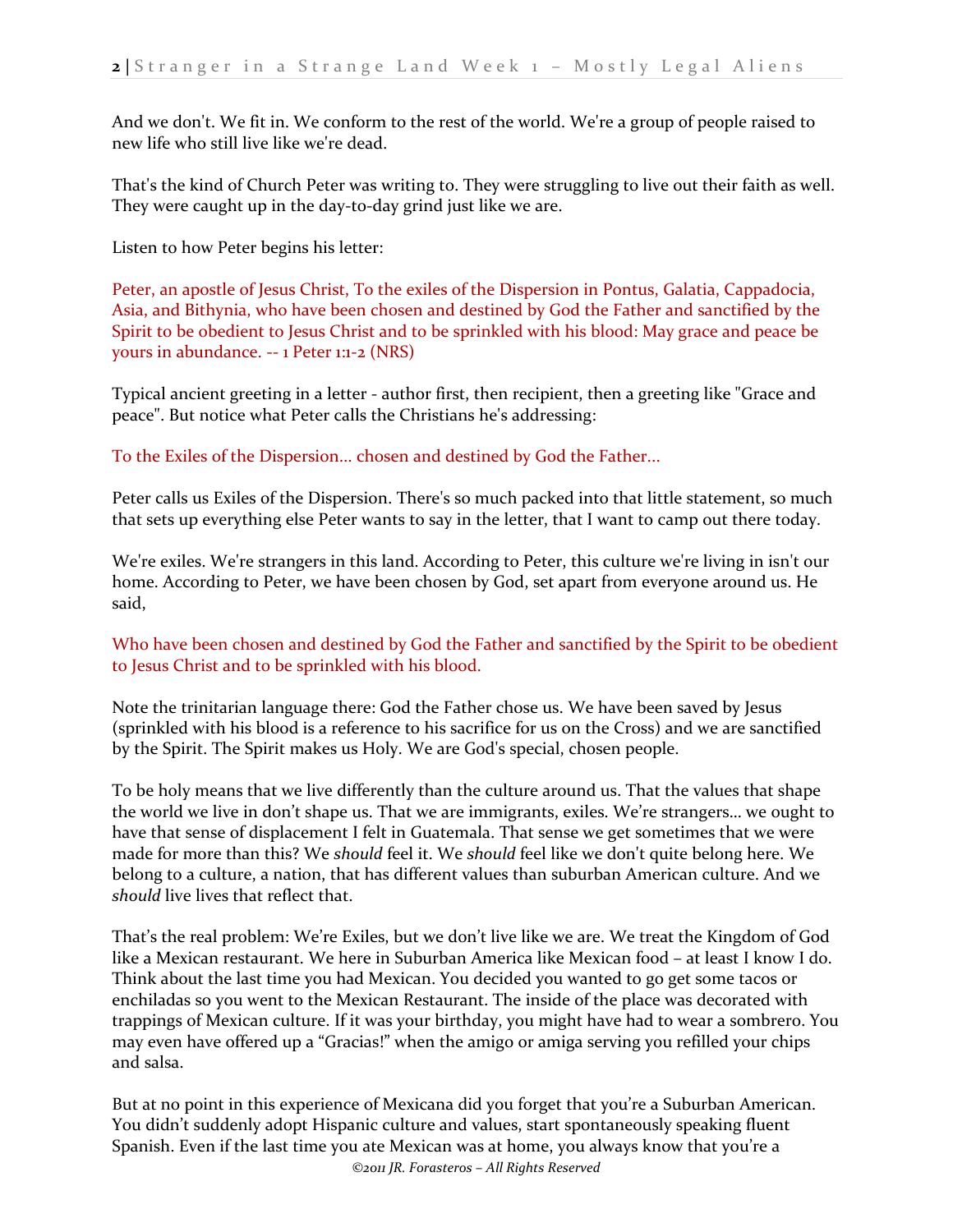And we don't. We fit in. We conform to the rest of the world. We're a group of people raised to new life who still live like we're dead.

That's the kind of Church Peter was writing to. They were struggling to live out their faith as well. They were caught up in the day-to-day grind just like we are.

Listen to how Peter begins his letter:

Peter, an apostle of Jesus Christ, To the exiles of the Dispersion in Pontus, Galatia, Cappadocia, Asia, and Bithynia, who have been chosen and destined by God the Father and sanctified by the Spirit to be obedient to Jesus Christ and to be sprinkled with his blood: May grace and peace be yours in abundance. -- 1 Peter 1:1-2 (NRS)

Typical ancient greeting in a letter - author first, then recipient, then a greeting like "Grace and peace". But notice what Peter calls the Christians he's addressing:

To the Exiles of the Dispersion… chosen and destined by God the Father…

Peter calls us Exiles of the Dispersion. There's so much packed into that little statement, so much that sets up everything else Peter wants to say in the letter, that I want to camp out there today.

We're exiles. We're strangers in this land. According to Peter, this culture we're living in isn't our home. According to Peter, we have been chosen by God, set apart from everyone around us. He said,

Who have been chosen and destined by God the Father and sanctified by the Spirit to be obedient to Jesus Christ and to be sprinkled with his blood.

Note the trinitarian language there: God the Father chose us. We have been saved by Jesus (sprinkled with his blood is a reference to his sacrifice for us on the Cross) and we are sanctified by the Spirit. The Spirit makes us Holy. We are God's special, chosen people.

To be holy means that we live differently than the culture around us. That the values that shape the world we live in don't shape us. That we are immigrants, exiles. We're strangers… we ought to have that sense of displacement I felt in Guatemala. That sense we get sometimes that we were made for more than this? We *should* feel it. We *should* feel like we don't quite belong here. We belong to a culture, a nation, that has different values than suburban American culture. And we *should* live lives that reflect that.

That's the real problem: We're Exiles, but we don't live like we are. We treat the Kingdom of God like a Mexican restaurant. We here in Suburban America like Mexican food – at least I know I do. Think about the last time you had Mexican. You decided you wanted to go get some tacos or enchiladas so you went to the Mexican Restaurant. The inside of the place was decorated with trappings of Mexican culture. If it was your birthday, you might have had to wear a sombrero. You may even have offered up a "Gracias!" when the amigo or amiga serving you refilled your chips and salsa.

But at no point in this experience of Mexicana did you forget that you're a Suburban American. You didn't suddenly adopt Hispanic culture and values, start spontaneously speaking fluent Spanish. Even if the last time you ate Mexican was at home, you always know that you're a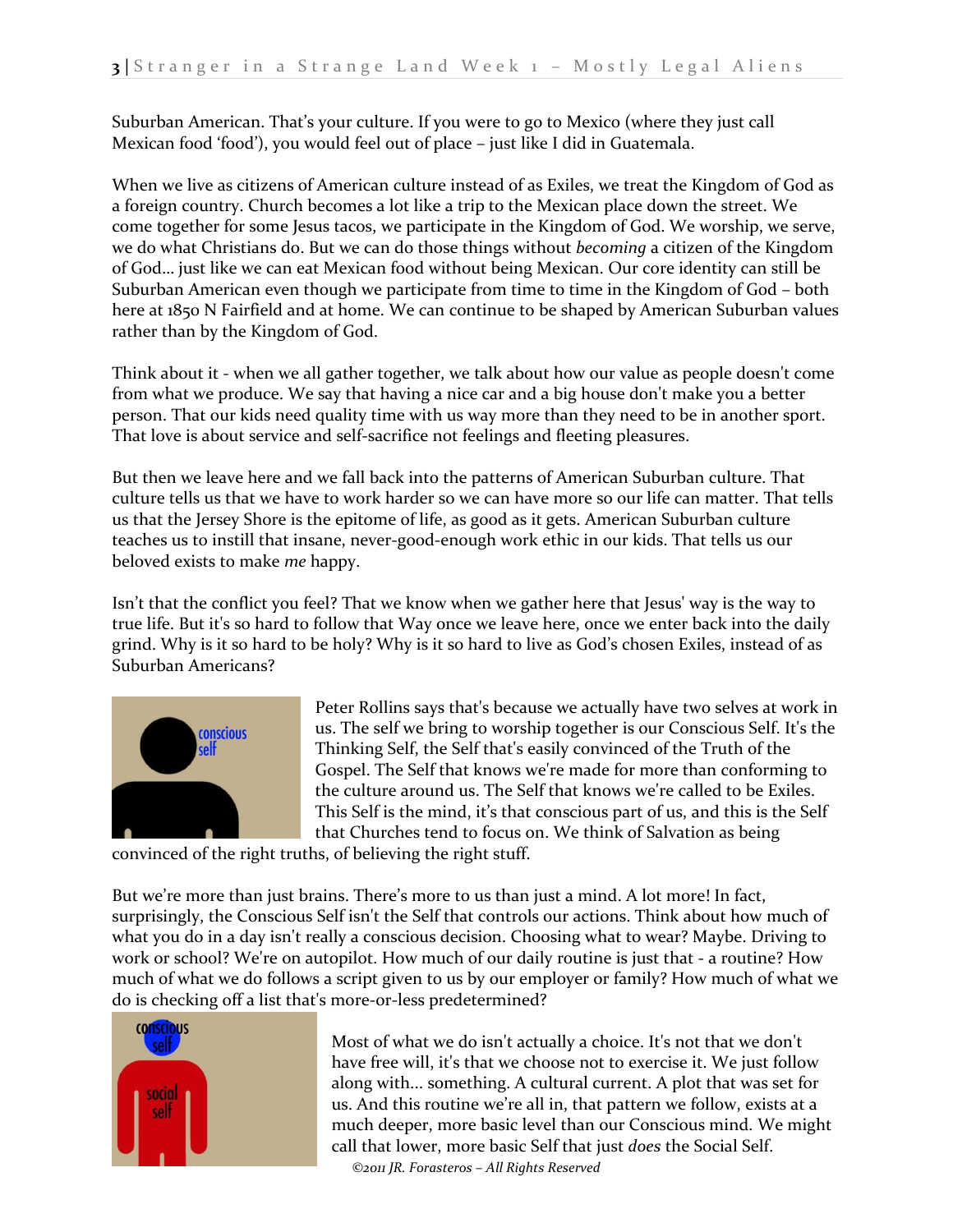Suburban American. That's your culture. If you were to go to Mexico (where they just call Mexican food 'food'), you would feel out of place – just like I did in Guatemala.

When we live as citizens of American culture instead of as Exiles, we treat the Kingdom of God as a foreign country. Church becomes a lot like a trip to the Mexican place down the street. We come together for some Jesus tacos, we participate in the Kingdom of God. We worship, we serve, we do what Christians do. But we can do those things without *becoming* a citizen of the Kingdom of God… just like we can eat Mexican food without being Mexican. Our core identity can still be Suburban American even though we participate from time to time in the Kingdom of God – both here at 1850 N Fairfield and at home. We can continue to be shaped by American Suburban values rather than by the Kingdom of God.

Think about it - when we all gather together, we talk about how our value as people doesn't come from what we produce. We say that having a nice car and a big house don't make you a better person. That our kids need quality time with us way more than they need to be in another sport. That love is about service and self-sacrifice not feelings and fleeting pleasures.

But then we leave here and we fall back into the patterns of American Suburban culture. That culture tells us that we have to work harder so we can have more so our life can matter. That tells us that the Jersey Shore is the epitome of life, as good as it gets. American Suburban culture teaches us to instill that insane, never-good-enough work ethic in our kids. That tells us our beloved exists to make *me* happy.

Isn't that the conflict you feel? That we know when we gather here that Jesus' way is the way to true life. But it's so hard to follow that Way once we leave here, once we enter back into the daily grind. Why is it so hard to be holy? Why is it so hard to live as God's chosen Exiles, instead of as Suburban Americans?

Peter Rollins says that's because we actually have two selves at work in us. The self we bring to worship together is our Conscious Self. It's the Thinking Self, the Self that's easily convinced of the Truth of the Gospel. The Self that knows we're made for more than conforming to the culture around us. The Self that knows we're called to be Exiles. This Self is the mind, it's that conscious part of us, and this is the Self that Churches tend to focus on. We think of Salvation as being convinced of the right truths, of believing the right stuff.

But we're more than just brains. There's more to us than just a mind. A lot more! In fact, surprisingly, the Conscious Self isn't the Self that controls our actions. Think about how much of what you do in a day isn't really a conscious decision. Choosing what to wear? Maybe. Driving to work or school? We're on autopilot. How much of our daily routine is just that - a routine? How much of what we do follows a script given to us by our employer or family? How much of what we do is checking off a list that's more-or-less predetermined?

Most of what we do isn't actually a choice. It's not that we don't have free will, it's that we choose not to exercise it. We just follow along with… something. A cultural current. A plot that was set for us. And this routine we're all in, that pattern we follow, exists at a much deeper, more basic level than our Conscious mind. We might call that lower, more basic Self that just *does* the Social Self.

*©2011 JR. Forasteros – All Rights Reserved*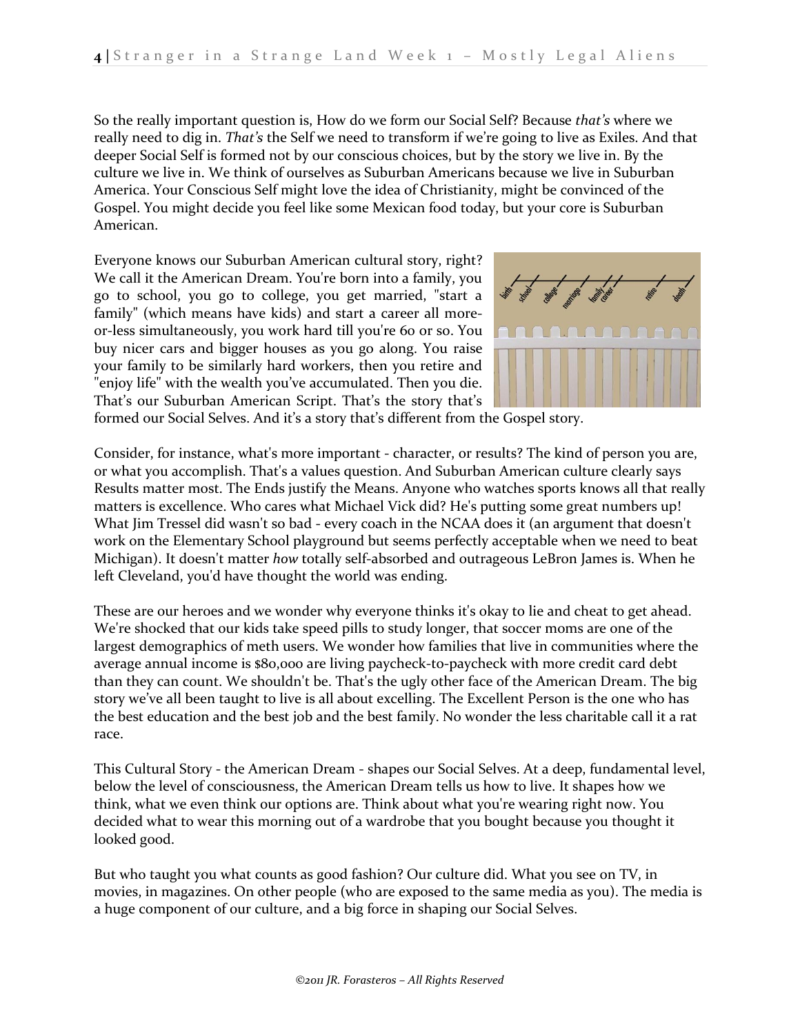So the really important question is, How do we form our Social Self? Because *that's* where we really need to dig in. *That's* the Self we need to transform if we're going to live as Exiles. And that deeper Social Self is formed not by our conscious choices, but by the story we live in. By the culture we live in. We think of ourselves as Suburban Americans because we live in Suburban America. Your Conscious Self might love the idea of Christianity, might be convinced of the Gospel. You might decide you feel like some Mexican food today, but your core is Suburban American.

Everyone knows our Suburban American cultural story, right? We call it the American Dream. You're born into a family, you go to school, you go to college, you get married, "start a family" (which means have kids) and start a career all more-or-less simultaneously, you work hard till you're 60 or so. You buy nicer cars and bigger houses as you go along. You raise your family to be similarly hard workers, then you retire and "enjoy life" with the wealth you've accumulated. Then you die. That's our Suburban American Script. That's the story that's formed our Social Selves. And it's a story that's different from the Gospel story.

Consider, for instance, what's more important - character, or results? The kind of person you are, or what you accomplish. That's a values question. And Suburban American culture clearly says Results matter most. The Ends justify the Means. Anyone who watches sports knows all that really matters is excellence. Who cares what Michael Vick did? He's putting some great numbers up! What Jim Tressel did wasn't so bad - every coach in the NCAA does it (an argument that doesn't work on the Elementary School playground but seems perfectly acceptable when we need to beat Michigan). It doesn't matter *how* totally self-absorbed and outrageous LeBron James is. When he left Cleveland, you'd have thought the world was ending.

These are our heroes and we wonder why everyone thinks it's okay to lie and cheat to get ahead. We're shocked that our kids take speed pills to study longer, that soccer moms are one of the largest demographics of meth users. We wonder how families that live in communities where the average annual income is $80,000 are living paycheck-to-paycheck with more credit card debt than they can count. We shouldn't be. That's the ugly other face of the American Dream. The big story we've all been taught to live is all about excelling. The Excellent Person is the one who has the best education and the best job and the best family. No wonder the less charitable call it a rat race.

This Cultural Story - the American Dream - shapes our Social Selves. At a deep, fundamental level, below the level of consciousness, the American Dream tells us how to live. It shapes how we think, what we even think our options are. Think about what you're wearing right now. You decided what to wear this morning out of a wardrobe that you bought because you thought it looked good.

But who taught you what counts as good fashion? Our culture did. What you see on TV, in movies, in magazines. On other people (who are exposed to the same media as you). The media is a huge component of our culture, and a big force in shaping our Social Selves.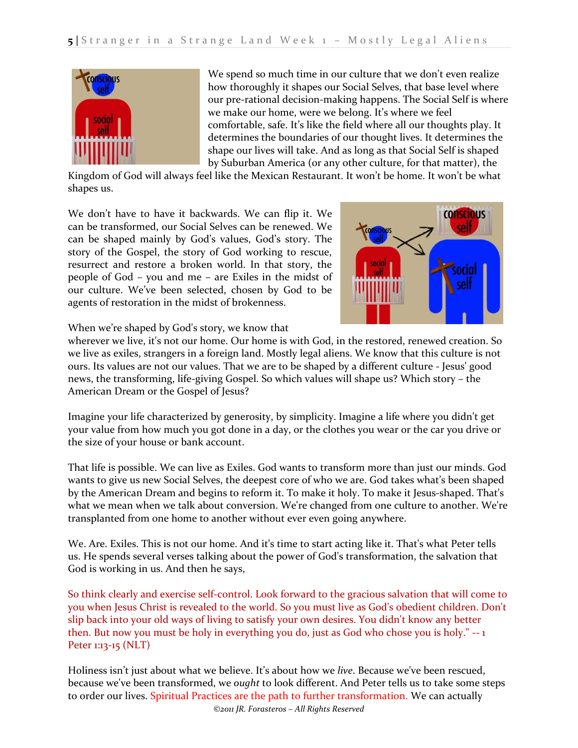We spend so much time in our culture that we don't even realize how thoroughly it shapes our Social Selves, that base level where our pre-rational decision-making happens. The Social Self is where we make our home, were we belong. It's where we feel comfortable, safe. It's like the field where all our thoughts play. It determines the boundaries of our thought lives. It determines the shape our lives will take. And as long as that Social Self is shaped by Suburban America (or any other culture, for that matter), the Kingdom of God will always feel like the Mexican Restaurant. It won't be home. It won't be what shapes us.

We don't have to have it backwards. We can flip it. We can be transformed, our Social Selves can be renewed. We can be shaped mainly by God's values, God's story. The story of the Gospel, the story of God working to rescue, resurrect and restore a broken world. In that story, the people of God – you and me – are Exiles in the midst of our culture. We've been selected, chosen by God to be agents of restoration in the midst of brokenness.

When we're shaped by God's story, we know that wherever we live, it's not our home. Our home is with God, in the restored, renewed creation. So we live as exiles, strangers in a foreign land. Mostly legal aliens. We know that this culture is not ours. Its values are not our values. That we are to be shaped by a different culture - Jesus' good news, the transforming, life-giving Gospel. So which values will shape us? Which story – the American Dream or the Gospel of Jesus?

Imagine your life characterized by generosity, by simplicity. Imagine a life where you didn't get your value from how much you got done in a day, or the clothes you wear or the car you drive or the size of your house or bank account.

That life is possible. We can live as Exiles. God wants to transform more than just our minds. God wants to give us new Social Selves, the deepest core of who we are. God takes what's been shaped by the American Dream and begins to reform it. To make it holy. To make it Jesus-shaped. That's what we mean when we talk about conversion. We're changed from one culture to another. We're transplanted from one home to another without ever even going anywhere.

We. Are. Exiles. This is not our home. And it's time to start acting like it. That's what Peter tells us. He spends several verses talking about the power of God's transformation, the salvation that God is working in us. And then he says,

So think clearly and exercise self-control. Look forward to the gracious salvation that will come to you when Jesus Christ is revealed to the world. So you must live as God's obedient children. Don't slip back into your old ways of living to satisfy your own desires. You didn't know any better then. But now you must be holy in everything you do, just as God who chose you is holy." -- 1 Peter 1:13-15 (NLT)

Holiness isn't just about what we believe. It's about how we *live*. Because we've been rescued, because we've been transformed, we *ought* to look different. And Peter tells us to take some steps to order our lives. Spiritual Practices are the path to further transformation. We can actually

*©2011 JR. Forasteros – All Rights Reserved*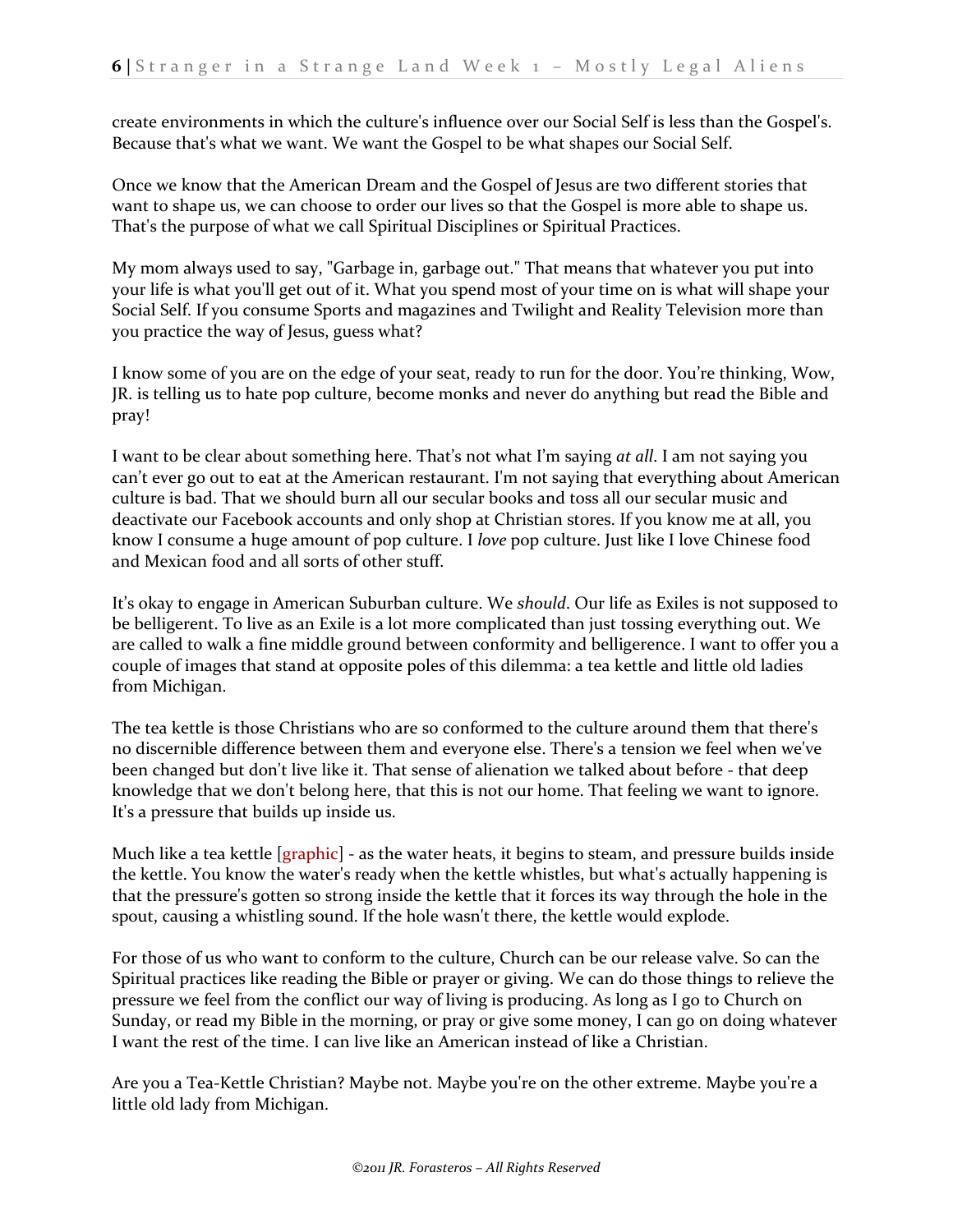create environments in which the culture's influence over our Social Self is less than the Gospel's. Because that's what we want. We want the Gospel to be what shapes our Social Self.

Once we know that the American Dream and the Gospel of Jesus are two different stories that want to shape us, we can choose to order our lives so that the Gospel is more able to shape us. That's the purpose of what we call Spiritual Disciplines or Spiritual Practices.

My mom always used to say, "Garbage in, garbage out." That means that whatever you put into your life is what you'll get out of it. What you spend most of your time on is what will shape your Social Self. If you consume Sports and magazines and Twilight and Reality Television more than you practice the way of Jesus, guess what?

I know some of you are on the edge of your seat, ready to run for the door. You're thinking, Wow, JR. is telling us to hate pop culture, become monks and never do anything but read the Bible and pray!

I want to be clear about something here. That's not what I'm saying *at all*. I am not saying you can't ever go out to eat at the American restaurant. I'm not saying that everything about American culture is bad. That we should burn all our secular books and toss all our secular music and deactivate our Facebook accounts and only shop at Christian stores. If you know me at all, you know I consume a huge amount of pop culture. I *love* pop culture. Just like I love Chinese food and Mexican food and all sorts of other stuff.

It's okay to engage in American Suburban culture. We *should*. Our life as Exiles is not supposed to be belligerent. To live as an Exile is a lot more complicated than just tossing everything out. We are called to walk a fine middle ground between conformity and belligerence. I want to offer you a couple of images that stand at opposite poles of this dilemma: a tea kettle and little old ladies from Michigan.

The tea kettle is those Christians who are so conformed to the culture around them that there's no discernible difference between them and everyone else. There's a tension we feel when we've been changed but don't live like it. That sense of alienation we talked about before - that deep knowledge that we don't belong here, that this is not our home. That feeling we want to ignore. It's a pressure that builds up inside us.

Much like a tea kettle [graphic] - as the water heats, it begins to steam, and pressure builds inside the kettle. You know the water's ready when the kettle whistles, but what's actually happening is that the pressure's gotten so strong inside the kettle that it forces its way through the hole in the spout, causing a whistling sound. If the hole wasn't there, the kettle would explode.

For those of us who want to conform to the culture, Church can be our release valve. So can the Spiritual practices like reading the Bible or prayer or giving. We can do those things to relieve the pressure we feel from the conflict our way of living is producing. As long as I go to Church on Sunday, or read my Bible in the morning, or pray or give some money, I can go on doing whatever I want the rest of the time. I can live like an American instead of like a Christian.

Are you a Tea-Kettle Christian? Maybe not. Maybe you're on the other extreme. Maybe you're a little old lady from Michigan.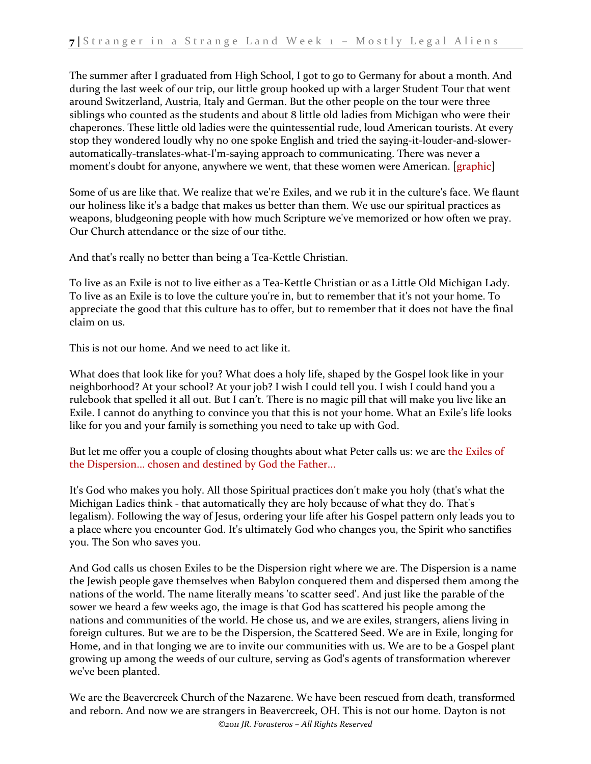The summer after I graduated from High School, I got to go to Germany for about a month. And during the last week of our trip, our little group hooked up with a larger Student Tour that went around Switzerland, Austria, Italy and German. But the other people on the tour were three siblings who counted as the students and about 8 little old ladies from Michigan who were their chaperones. These little old ladies were the quintessential rude, loud American tourists. At every stop they wondered loudly why no one spoke English and tried the saying-it-louder-and-slower-automatically-translates-what-I'm-saying approach to communicating. There was never a moment's doubt for anyone, anywhere we went, that these women were American. [graphic]

Some of us are like that. We realize that we're Exiles, and we rub it in the culture's face. We flaunt our holiness like it's a badge that makes us better than them. We use our spiritual practices as weapons, bludgeoning people with how much Scripture we've memorized or how often we pray. Our Church attendance or the size of our tithe.

And that's really no better than being a Tea-Kettle Christian.

To live as an Exile is not to live either as a Tea-Kettle Christian or as a Little Old Michigan Lady. To live as an Exile is to love the culture you're in, but to remember that it's not your home. To appreciate the good that this culture has to offer, but to remember that it does not have the final claim on us.

This is not our home. And we need to act like it.

What does that look like for you? What does a holy life, shaped by the Gospel look like in your neighborhood? At your school? At your job? I wish I could tell you. I wish I could hand you a rulebook that spelled it all out. But I can't. There is no magic pill that will make you live like an Exile. I cannot do anything to convince you that this is not your home. What an Exile's life looks like for you and your family is something you need to take up with God.

But let me offer you a couple of closing thoughts about what Peter calls us: we are the Exiles of the Dispersion... chosen and destined by God the Father...

It's God who makes you holy. All those Spiritual practices don't make you holy (that's what the Michigan Ladies think - that automatically they are holy because of what they do. That's legalism). Following the way of Jesus, ordering your life after his Gospel pattern only leads you to a place where you encounter God. It's ultimately God who changes you, the Spirit who sanctifies you. The Son who saves you.

And God calls us chosen Exiles to be the Dispersion right where we are. The Dispersion is a name the Jewish people gave themselves when Babylon conquered them and dispersed them among the nations of the world. The name literally means 'to scatter seed'. And just like the parable of the sower we heard a few weeks ago, the image is that God has scattered his people among the nations and communities of the world. He chose us, and we are exiles, strangers, aliens living in foreign cultures. But we are to be the Dispersion, the Scattered Seed. We are in Exile, longing for Home, and in that longing we are to invite our communities with us. We are to be a Gospel plant growing up among the weeds of our culture, serving as God's agents of transformation wherever we've been planted.

We are the Beavercreek Church of the Nazarene. We have been rescued from death, transformed and reborn. And now we are strangers in Beavercreek, OH. This is not our home. Dayton is not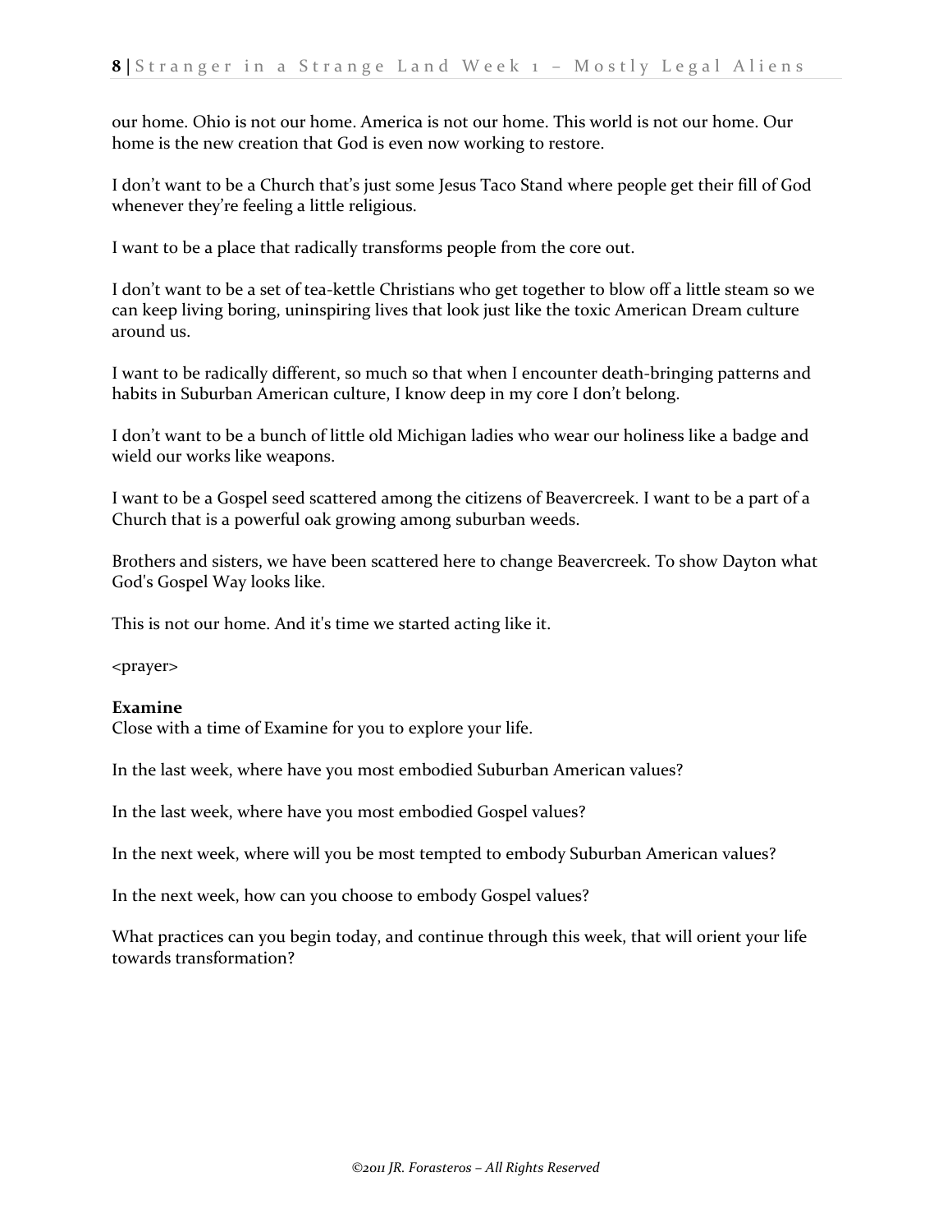our home. Ohio is not our home. America is not our home. This world is not our home. Our home is the new creation that God is even now working to restore.

I don't want to be a Church that's just some Jesus Taco Stand where people get their fill of God whenever they're feeling a little religious.

I want to be a place that radically transforms people from the core out.

I don't want to be a set of tea-kettle Christians who get together to blow off a little steam so we can keep living boring, uninspiring lives that look just like the toxic American Dream culture around us.

I want to be radically different, so much so that when I encounter death-bringing patterns and habits in Suburban American culture, I know deep in my core I don't belong.

I don't want to be a bunch of little old Michigan ladies who wear our holiness like a badge and wield our works like weapons.

I want to be a Gospel seed scattered among the citizens of Beavercreek. I want to be a part of a Church that is a powerful oak growing among suburban weeds.

Brothers and sisters, we have been scattered here to change Beavercreek. To show Dayton what God's Gospel Way looks like.

This is not our home. And it's time we started acting like it.

<prayer>

**Examine**
Close with a time of Examine for you to explore your life.

In the last week, where have you most embodied Suburban American values?

In the last week, where have you most embodied Gospel values?

In the next week, where will you be most tempted to embody Suburban American values?

In the next week, how can you choose to embody Gospel values?

What practices can you begin today, and continue through this week, that will orient your life towards transformation?

*©2011 JR. Forasteros – All Rights Reserved*